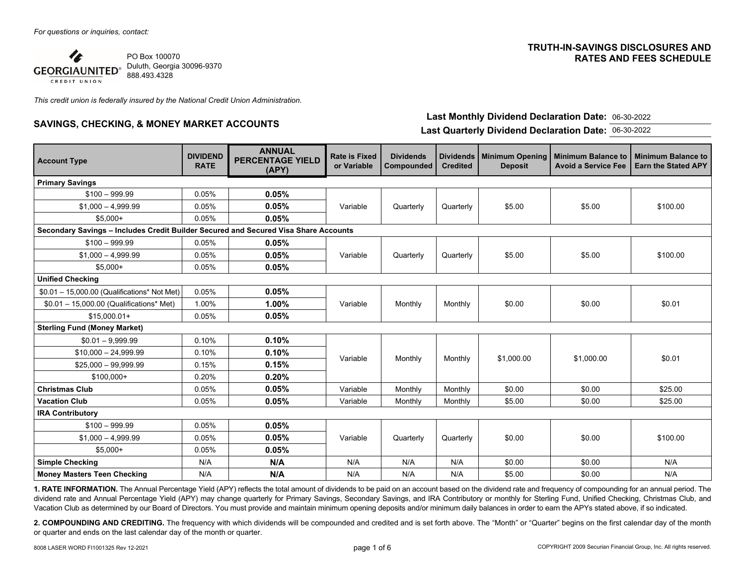*For questions or inquiries, contact:*

GEORGIA UNITED CREDIT UNION
PO Box 100070
Duluth, Georgia 30096-9370
888.493.4328

# TRUTH-IN-SAVINGS DISCLOSURES AND RATES AND FEES SCHEDULE

*This credit union is federally insured by the National Credit Union Administration.*

## SAVINGS, CHECKING, & MONEY MARKET ACCOUNTS

**Last Monthly Dividend Declaration Date:** 06-30-2022
**Last Quarterly Dividend Declaration Date:** 06-30-2022

| Account Type | DIVIDEND RATE | ANNUAL PERCENTAGE YIELD (APY) | Rate is Fixed or Variable | Dividends Compounded | Dividends Credited | Minimum Opening Deposit | Minimum Balance to Avoid a Service Fee | Minimum Balance to Earn the Stated APY |
|---|---|---|---|---|---|---|---|---|
| **Primary Savings** | | | | | | | | |
| $100 – 999.99 | 0.05% | **0.05%** | Variable | Quarterly | Quarterly | $5.00 | $5.00 | $100.00 |
| $1,000 – 4,999.99 | 0.05% | **0.05%** | | | | | | |
| $5,000+ | 0.05% | **0.05%** | | | | | | |
| **Secondary Savings – Includes Credit Builder Secured and Secured Visa Share Accounts** | | | | | | | | |
| $100 – 999.99 | 0.05% | **0.05%** | Variable | Quarterly | Quarterly | $5.00 | $5.00 | $100.00 |
| $1,000 – 4,999.99 | 0.05% | **0.05%** | | | | | | |
| $5,000+ | 0.05% | **0.05%** | | | | | | |
| **Unified Checking** | | | | | | | | |
| $0.01 – 15,000.00 (Qualifications* Not Met) | 0.05% | **0.05%** | Variable | Monthly | Monthly | $0.00 | $0.00 | $0.01 |
| $0.01 – 15,000.00 (Qualifications* Met) | 1.00% | **1.00%** | | | | | | |
| $15,000.01+ | 0.05% | **0.05%** | | | | | | |
| **Sterling Fund (Money Market)** | | | | | | | | |
| $0.01 – 9,999.99 | 0.10% | **0.10%** | Variable | Monthly | Monthly | $1,000.00 | $1,000.00 | $0.01 |
| $10,000 – 24,999.99 | 0.10% | **0.10%** | | | | | | |
| $25,000 – 99,999.99 | 0.15% | **0.15%** | | | | | | |
| $100,000+ | 0.20% | **0.20%** | | | | | | |
| **Christmas Club** | 0.05% | **0.05%** | Variable | Monthly | Monthly | $0.00 | $0.00 | $25.00 |
| **Vacation Club** | 0.05% | **0.05%** | Variable | Monthly | Monthly | $5.00 | $0.00 | $25.00 |
| **IRA Contributory** | | | | | | | | |
| $100 – 999.99 | 0.05% | **0.05%** | Variable | Quarterly | Quarterly | $0.00 | $0.00 | $100.00 |
| $1,000 – 4,999.99 | 0.05% | **0.05%** | | | | | | |
| $5,000+ | 0.05% | **0.05%** | | | | | | |
| **Simple Checking** | N/A | **N/A** | N/A | N/A | N/A | $0.00 | $0.00 | N/A |
| **Money Masters Teen Checking** | N/A | **N/A** | N/A | N/A | N/A | $5.00 | $0.00 | N/A |

**1. RATE INFORMATION.** The Annual Percentage Yield (APY) reflects the total amount of dividends to be paid on an account based on the dividend rate and frequency of compounding for an annual period. The dividend rate and Annual Percentage Yield (APY) may change quarterly for Primary Savings, Secondary Savings, and IRA Contributory or monthly for Sterling Fund, Unified Checking, Christmas Club, and Vacation Club as determined by our Board of Directors. You must provide and maintain minimum opening deposits and/or minimum daily balances in order to earn the APYs stated above, if so indicated.

**2. COMPOUNDING AND CREDITING.** The frequency with which dividends will be compounded and credited and is set forth above. The "Month" or "Quarter" begins on the first calendar day of the month or quarter and ends on the last calendar day of the month or quarter.

8008 LASER WORD FI1001325 Rev 12-2021

COPYRIGHT 2009 Securian Financial Group, Inc. All rights reserved.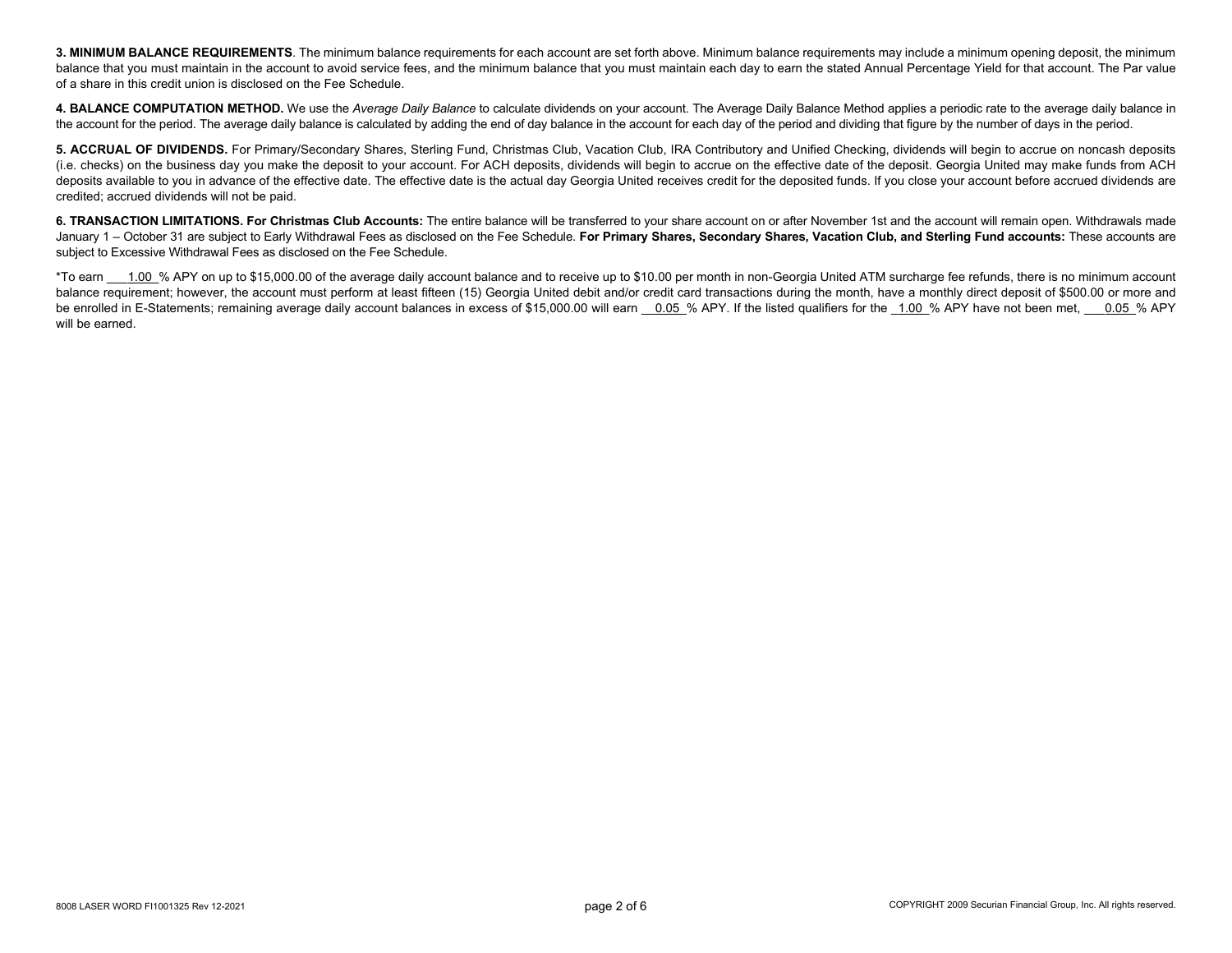**3. MINIMUM BALANCE REQUIREMENTS**. The minimum balance requirements for each account are set forth above. Minimum balance requirements may include a minimum opening deposit, the minimum balance that you must maintain in the account to avoid service fees, and the minimum balance that you must maintain each day to earn the stated Annual Percentage Yield for that account. The Par value of a share in this credit union is disclosed on the Fee Schedule.

**4. BALANCE COMPUTATION METHOD.** We use the *Average Daily Balance* to calculate dividends on your account. The Average Daily Balance Method applies a periodic rate to the average daily balance in the account for the period. The average daily balance is calculated by adding the end of day balance in the account for each day of the period and dividing that figure by the number of days in the period.

**5. ACCRUAL OF DIVIDENDS.** For Primary/Secondary Shares, Sterling Fund, Christmas Club, Vacation Club, IRA Contributory and Unified Checking, dividends will begin to accrue on noncash deposits (i.e. checks) on the business day you make the deposit to your account. For ACH deposits, dividends will begin to accrue on the effective date of the deposit. Georgia United may make funds from ACH deposits available to you in advance of the effective date. The effective date is the actual day Georgia United receives credit for the deposited funds. If you close your account before accrued dividends are credited; accrued dividends will not be paid.

**6. TRANSACTION LIMITATIONS. For Christmas Club Accounts:** The entire balance will be transferred to your share account on or after November 1st and the account will remain open. Withdrawals made January 1 – October 31 are subject to Early Withdrawal Fees as disclosed on the Fee Schedule. **For Primary Shares, Secondary Shares, Vacation Club, and Sterling Fund accounts:** These accounts are subject to Excessive Withdrawal Fees as disclosed on the Fee Schedule.

*To earn 1.00 % APY on up to $15,000.00 of the average daily account balance and to receive up to $10.00 per month in non-Georgia United ATM surcharge fee refunds, there is no minimum account balance requirement; however, the account must perform at least fifteen (15) Georgia United debit and/or credit card transactions during the month, have a monthly direct deposit of $500.00 or more and be enrolled in E-Statements; remaining average daily account balances in excess of $15,000.00 will earn 0.05 % APY. If the listed qualifiers for the 1.00 % APY have not been met, 0.05 % APY will be earned.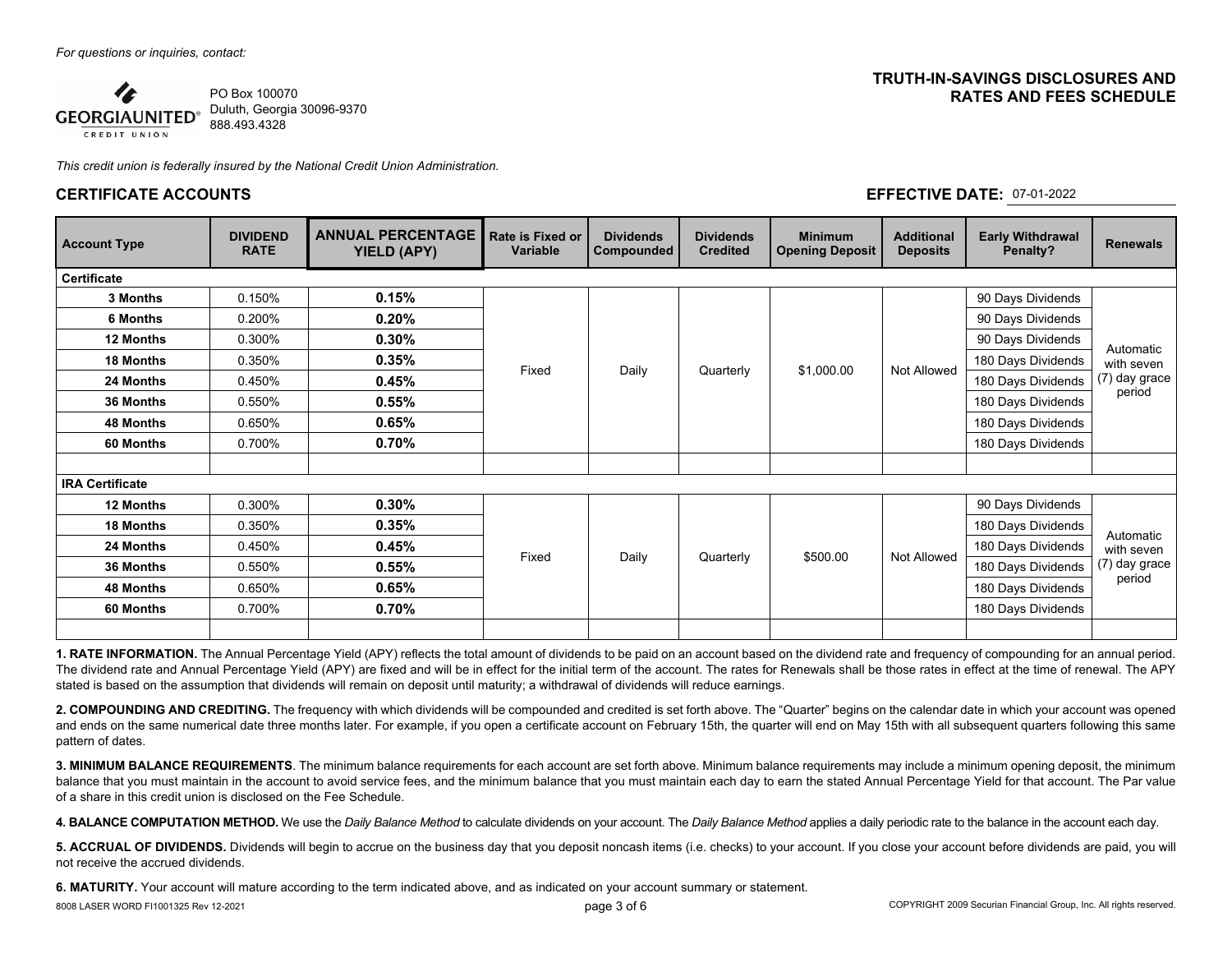*For questions or inquiries, contact:*

GEORGIA UNITED CREDIT UNION
PO Box 100070
Duluth, Georgia 30096-9370
888.493.4328

# TRUTH-IN-SAVINGS DISCLOSURES AND RATES AND FEES SCHEDULE

*This credit union is federally insured by the National Credit Union Administration.*

## CERTIFICATE ACCOUNTS

**EFFECTIVE DATE:** 07-01-2022

| Account Type | DIVIDEND RATE | ANNUAL PERCENTAGE YIELD (APY) | Rate is Fixed or Variable | Dividends Compounded | Dividends Credited | Minimum Opening Deposit | Additional Deposits | Early Withdrawal Penalty? | Renewals |
|---|---|---|---|---|---|---|---|---|---|
| **Certificate** | | | | | | | | | |
| **3 Months** | 0.150% | **0.15%** | Fixed | Daily | Quarterly | $1,000.00 | Not Allowed | 90 Days Dividends | Automatic with seven (7) day grace period |
| **6 Months** | 0.200% | **0.20%** | | | | | | 90 Days Dividends | |
| **12 Months** | 0.300% | **0.30%** | | | | | | 90 Days Dividends | |
| **18 Months** | 0.350% | **0.35%** | | | | | | 180 Days Dividends | |
| **24 Months** | 0.450% | **0.45%** | | | | | | 180 Days Dividends | |
| **36 Months** | 0.550% | **0.55%** | | | | | | 180 Days Dividends | |
| **48 Months** | 0.650% | **0.65%** | | | | | | 180 Days Dividends | |
| **60 Months** | 0.700% | **0.70%** | | | | | | 180 Days Dividends | |
| | | | | | | | | | |
| **IRA Certificate** | | | | | | | | | |
| **12 Months** | 0.300% | **0.30%** | Fixed | Daily | Quarterly | $500.00 | Not Allowed | 90 Days Dividends | Automatic with seven (7) day grace period |
| **18 Months** | 0.350% | **0.35%** | | | | | | 180 Days Dividends | |
| **24 Months** | 0.450% | **0.45%** | | | | | | 180 Days Dividends | |
| **36 Months** | 0.550% | **0.55%** | | | | | | 180 Days Dividends | |
| **48 Months** | 0.650% | **0.65%** | | | | | | 180 Days Dividends | |
| **60 Months** | 0.700% | **0.70%** | | | | | | 180 Days Dividends | |

**1. RATE INFORMATION.** The Annual Percentage Yield (APY) reflects the total amount of dividends to be paid on an account based on the dividend rate and frequency of compounding for an annual period. The dividend rate and Annual Percentage Yield (APY) are fixed and will be in effect for the initial term of the account. The rates for Renewals shall be those rates in effect at the time of renewal. The APY stated is based on the assumption that dividends will remain on deposit until maturity; a withdrawal of dividends will reduce earnings.

**2. COMPOUNDING AND CREDITING.** The frequency with which dividends will be compounded and credited is set forth above. The "Quarter" begins on the calendar date in which your account was opened and ends on the same numerical date three months later. For example, if you open a certificate account on February 15th, the quarter will end on May 15th with all subsequent quarters following this same pattern of dates.

**3. MINIMUM BALANCE REQUIREMENTS**. The minimum balance requirements for each account are set forth above. Minimum balance requirements may include a minimum opening deposit, the minimum balance that you must maintain in the account to avoid service fees, and the minimum balance that you must maintain each day to earn the stated Annual Percentage Yield for that account. The Par value of a share in this credit union is disclosed on the Fee Schedule.

**4. BALANCE COMPUTATION METHOD.** We use the *Daily Balance Method* to calculate dividends on your account. The *Daily Balance Method* applies a daily periodic rate to the balance in the account each day.

**5. ACCRUAL OF DIVIDENDS.** Dividends will begin to accrue on the business day that you deposit noncash items (i.e. checks) to your account. If you close your account before dividends are paid, you will not receive the accrued dividends.

**6. MATURITY.** Your account will mature according to the term indicated above, and as indicated on your account summary or statement.

8008 LASER WORD FI1001325 Rev 12-2021

COPYRIGHT 2009 Securian Financial Group, Inc. All rights reserved.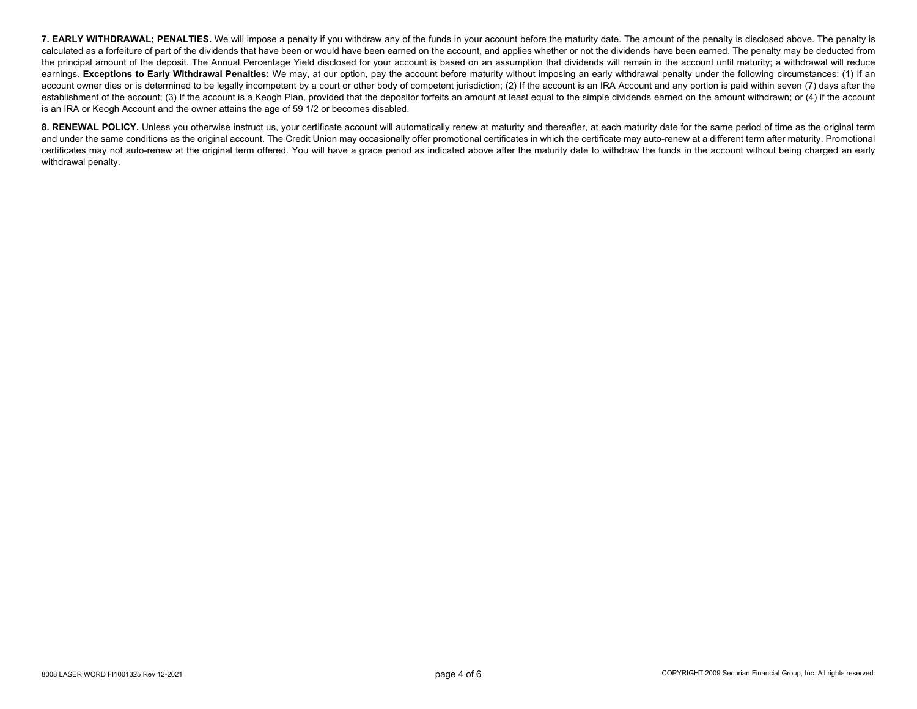**7. EARLY WITHDRAWAL; PENALTIES.** We will impose a penalty if you withdraw any of the funds in your account before the maturity date. The amount of the penalty is disclosed above. The penalty is calculated as a forfeiture of part of the dividends that have been or would have been earned on the account, and applies whether or not the dividends have been earned. The penalty may be deducted from the principal amount of the deposit. The Annual Percentage Yield disclosed for your account is based on an assumption that dividends will remain in the account until maturity; a withdrawal will reduce earnings. **Exceptions to Early Withdrawal Penalties:** We may, at our option, pay the account before maturity without imposing an early withdrawal penalty under the following circumstances: (1) If an account owner dies or is determined to be legally incompetent by a court or other body of competent jurisdiction; (2) If the account is an IRA Account and any portion is paid within seven (7) days after the establishment of the account; (3) If the account is a Keogh Plan, provided that the depositor forfeits an amount at least equal to the simple dividends earned on the amount withdrawn; or (4) if the account is an IRA or Keogh Account and the owner attains the age of 59 1/2 or becomes disabled.

**8. RENEWAL POLICY.** Unless you otherwise instruct us, your certificate account will automatically renew at maturity and thereafter, at each maturity date for the same period of time as the original term and under the same conditions as the original account. The Credit Union may occasionally offer promotional certificates in which the certificate may auto-renew at a different term after maturity. Promotional certificates may not auto-renew at the original term offered. You will have a grace period as indicated above after the maturity date to withdraw the funds in the account without being charged an early withdrawal penalty.

8008 LASER WORD FI1001325 Rev 12-2021

COPYRIGHT 2009 Securian Financial Group, Inc. All rights reserved.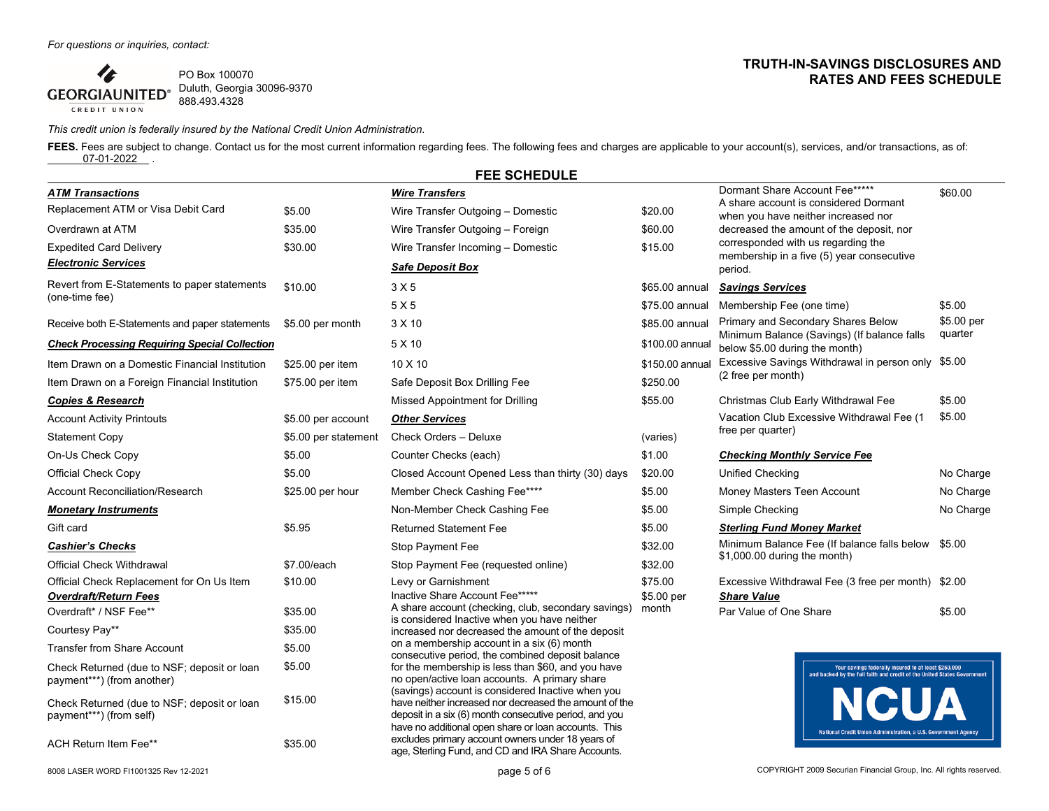*For questions or inquiries, contact:*

GEORGIAUNITED® CREDIT UNION
PO Box 100070
Duluth, Georgia 30096-9370
888.493.4328

**TRUTH-IN-SAVINGS DISCLOSURES AND RATES AND FEES SCHEDULE**

*This credit union is federally insured by the National Credit Union Administration.*

**FEES.** Fees are subject to change. Contact us for the most current information regarding fees. The following fees and charges are applicable to your account(s), services, and/or transactions, as of: 07-01-2022 .

## FEE SCHEDULE

| ***ATM Transactions*** | |
|---|---|
| Replacement ATM or Visa Debit Card | $5.00 |
| Overdrawn at ATM | $35.00 |
| Expedited Card Delivery | $30.00 |
| ***Electronic Services*** | |
| Revert from E-Statements to paper statements (one-time fee) | $10.00 |
| Receive both E-Statements and paper statements | $5.00 per month |
| ***Check Processing Requiring Special Collection*** | |
| Item Drawn on a Domestic Financial Institution | $25.00 per item |
| Item Drawn on a Foreign Financial Institution | $75.00 per item |
| ***Copies & Research*** | |
| Account Activity Printouts | $5.00 per account |
| Statement Copy | $5.00 per statement |
| On-Us Check Copy | $5.00 |
| Official Check Copy | $5.00 |
| Account Reconciliation/Research | $25.00 per hour |
| ***Monetary Instruments*** | |
| Gift card | $5.95 |
| ***Cashier's Checks*** | |
| Official Check Withdrawal | $7.00/each |
| Official Check Replacement for On Us Item | $10.00 |
| ***Overdraft/Return Fees*** | |
| Overdraft* / NSF Fee** | $35.00 |
| Courtesy Pay** | $35.00 |
| Transfer from Share Account | $5.00 |
| Check Returned (due to NSF; deposit or loan payment***) (from another) | $5.00 |
| Check Returned (due to NSF; deposit or loan payment***) (from self) | $15.00 |
| ACH Return Item Fee** | $35.00 |

| ***Wire Transfers*** | |
|---|---|
| Wire Transfer Outgoing – Domestic | $20.00 |
| Wire Transfer Outgoing – Foreign | $60.00 |
| Wire Transfer Incoming – Domestic | $15.00 |
| ***Safe Deposit Box*** | |
| 3 X 5 | $65.00 annual |
| 5 X 5 | $75.00 annual |
| 3 X 10 | $85.00 annual |
| 5 X 10 | $100.00 annual |
| 10 X 10 | $150.00 annual |
| Safe Deposit Box Drilling Fee | $250.00 |
| Missed Appointment for Drilling | $55.00 |
| ***Other Services*** | |
| Check Orders – Deluxe | (varies) |
| Counter Checks (each) | $1.00 |
| Closed Account Opened Less than thirty (30) days | $20.00 |
| Member Check Cashing Fee**** | $5.00 |
| Non-Member Check Cashing Fee | $5.00 |
| Returned Statement Fee | $5.00 |
| Stop Payment Fee | $32.00 |
| Stop Payment Fee (requested online) | $32.00 |
| Levy or Garnishment | $75.00 |
| Inactive Share Account Fee***** A share account (checking, club, secondary savings) is considered Inactive when you have neither increased nor decreased the amount of the deposit on a membership account in a six (6) month consecutive period, the combined deposit balance for the membership is less than $60, and you have no open/active loan accounts. A primary share (savings) account is considered Inactive when you have neither increased nor decreased the amount of the deposit in a six (6) month consecutive period, and you have no additional open share or loan accounts. This excludes primary account owners under 18 years of age, Sterling Fund, and CD and IRA Share Accounts. | $5.00 per month |

| | |
|---|---|
| Dormant Share Account Fee***** A share account is considered Dormant when you have neither increased nor decreased the amount of the deposit, nor corresponded with us regarding the membership in a five (5) year consecutive period. | $60.00 |
| ***Savings Services*** | |
| Membership Fee (one time) | $5.00 |
| Primary and Secondary Shares Below Minimum Balance (Savings) (If balance falls below $5.00 during the month) | $5.00 per quarter |
| Excessive Savings Withdrawal in person only (2 free per month) | $5.00 |
| Christmas Club Early Withdrawal Fee | $5.00 |
| Vacation Club Excessive Withdrawal Fee (1 free per quarter) | $5.00 |
| ***Checking Monthly Service Fee*** | |
| Unified Checking | No Charge |
| Money Masters Teen Account | No Charge |
| Simple Checking | No Charge |
| ***Sterling Fund Money Market*** | |
| Minimum Balance Fee (If balance falls below $1,000.00 during the month) | $5.00 |
| Excessive Withdrawal Fee (3 free per month) | $2.00 |
| ***Share Value*** | |
| Par Value of One Share | $5.00 |

Your savings federally insured to at least $250,000 and backed by the full faith and credit of the United States Government
NCUA
National Credit Union Administration, a U.S. Government Agency

8008 LASER WORD FI1001325 Rev 12-2021

COPYRIGHT 2009 Securian Financial Group, Inc. All rights reserved.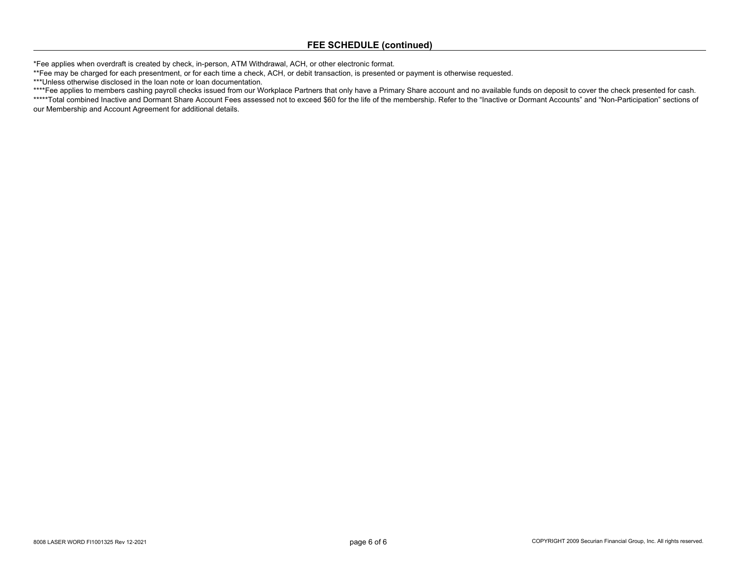## FEE SCHEDULE (continued)

*Fee applies when overdraft is created by check, in-person, ATM Withdrawal, ACH, or other electronic format.

**Fee may be charged for each presentment, or for each time a check, ACH, or debit transaction, is presented or payment is otherwise requested.

***Unless otherwise disclosed in the loan note or loan documentation.

****Fee applies to members cashing payroll checks issued from our Workplace Partners that only have a Primary Share account and no available funds on deposit to cover the check presented for cash.

*****Total combined Inactive and Dormant Share Account Fees assessed not to exceed $60 for the life of the membership. Refer to the "Inactive or Dormant Accounts" and "Non-Participation" sections of our Membership and Account Agreement for additional details.

8008 LASER WORD FI1001325 Rev 12-2021

COPYRIGHT 2009 Securian Financial Group, Inc. All rights reserved.